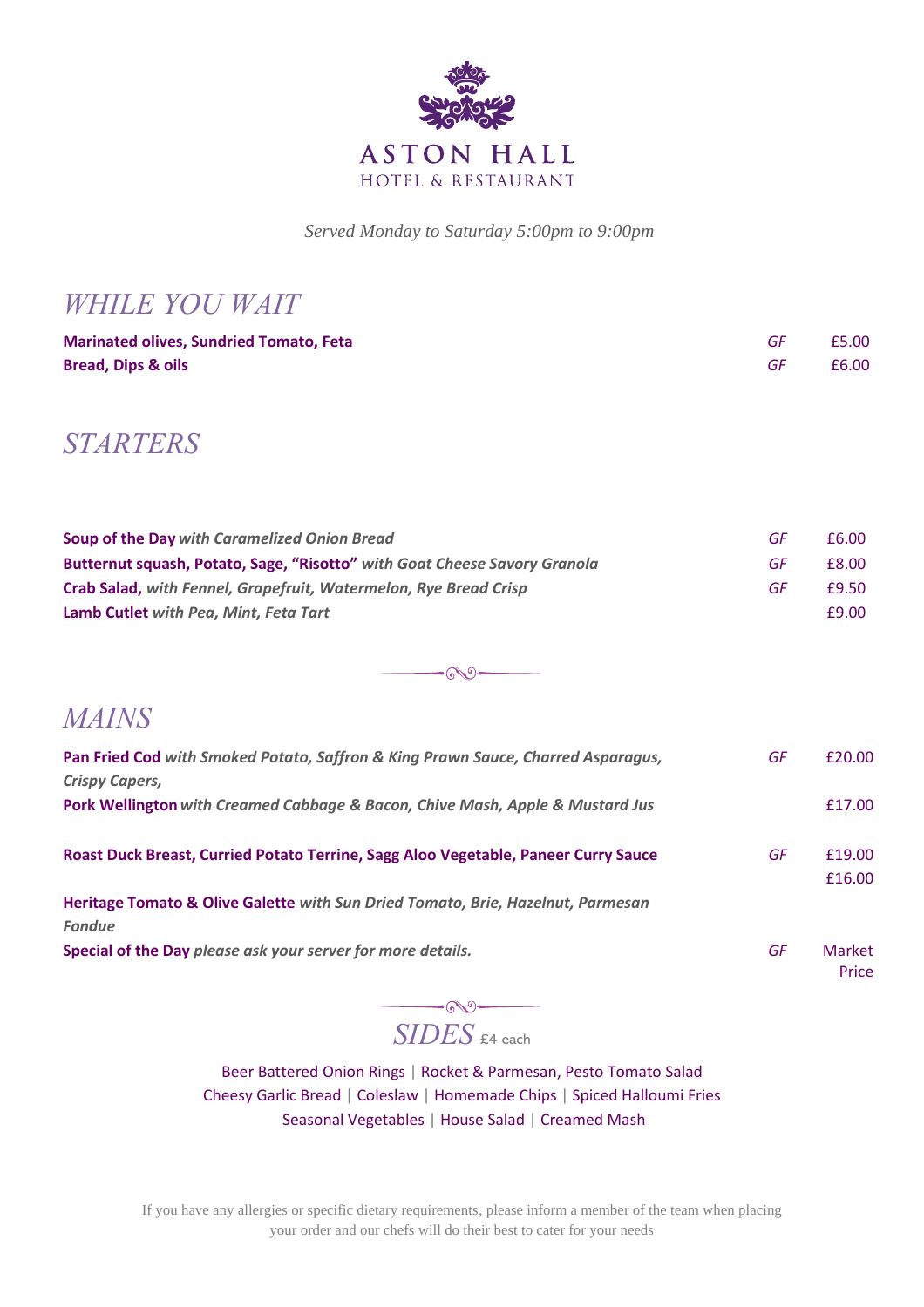# ASTON HALL

HOTEL & RESTAURANT

*Served Monday to Saturday 5:00pm to 9:00pm*

## *WHILE YOU WAIT*

| | | |
|---|---|---|
| **Marinated olives, Sundried Tomato, Feta** | *GF* | £5.00 |
| **Bread, Dips & oils** | *GF* | £6.00 |

## *STARTERS*

| | | |
|---|---|---|
| **Soup of the Day** ***with Caramelized Onion Bread*** | *GF* | £6.00 |
| **Butternut squash, Potato, Sage, "Risotto"** ***with Goat Cheese Savory Granola*** | *GF* | £8.00 |
| **Crab Salad,** ***with Fennel, Grapefruit, Watermelon, Rye Bread Crisp*** | *GF* | £9.50 |
| **Lamb Cutlet** ***with Pea, Mint, Feta Tart*** | | £9.00 |

## *MAINS*

| | | |
|---|---|---|
| **Pan Fried Cod** ***with Smoked Potato, Saffron & King Prawn Sauce, Charred Asparagus, Crispy Capers,*** | *GF* | £20.00 |
| **Pork Wellington** ***with Creamed Cabbage & Bacon, Chive Mash, Apple & Mustard Jus*** | | £17.00 |
| **Roast Duck Breast, Curried Potato Terrine, Sagg Aloo Vegetable, Paneer Curry Sauce** | *GF* | £19.00 |
| **Heritage Tomato & Olive Galette** ***with Sun Dried Tomato, Brie, Hazelnut, Parmesan Fondue*** | | £16.00 |
| **Special of the Day** ***please ask your server for more details.*** | *GF* | Market Price |

## *SIDES* £4 each

Beer Battered Onion Rings | Rocket & Parmesan, Pesto Tomato Salad
Cheesy Garlic Bread | Coleslaw | Homemade Chips | Spiced Halloumi Fries
Seasonal Vegetables | House Salad | Creamed Mash

If you have any allergies or specific dietary requirements, please inform a member of the team when placing your order and our chefs will do their best to cater for your needs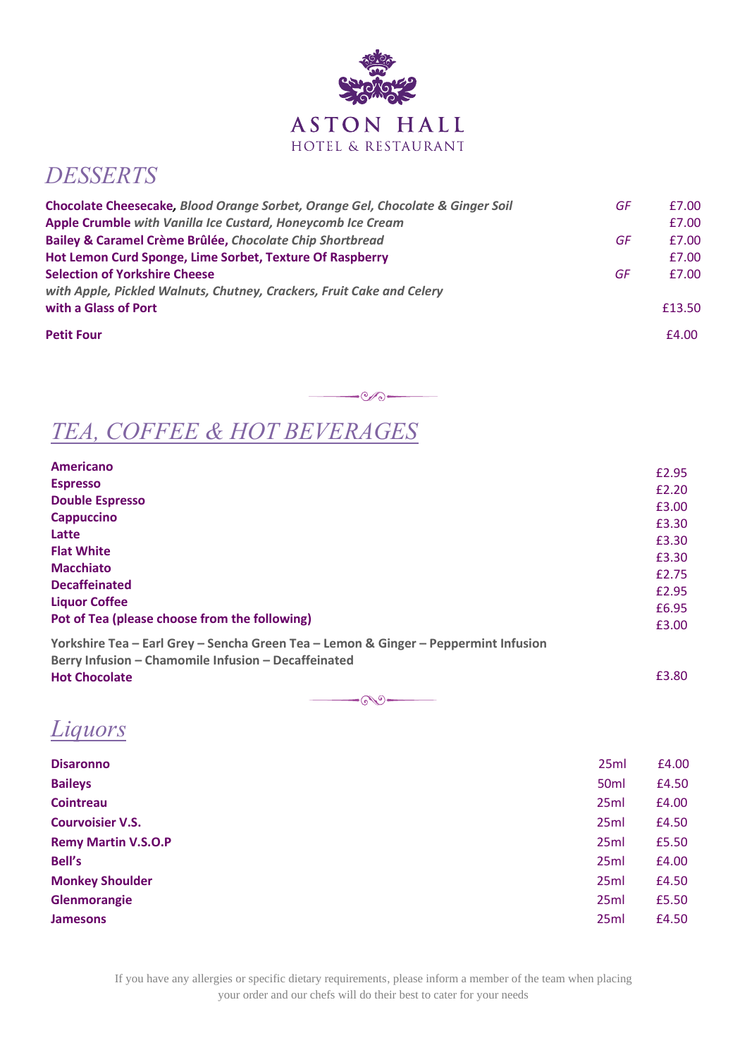# ASTON HALL

HOTEL & RESTAURANT

## DESSERTS

| | | |
|---|---|---|
| **Chocolate Cheesecake,** ***Blood Orange Sorbet, Orange Gel, Chocolate & Ginger Soil*** | *GF* | £7.00 |
| **Apple Crumble** ***with Vanilla Ice Custard, Honeycomb Ice Cream*** | | £7.00 |
| **Bailey & Caramel Crème Brûlée,** ***Chocolate Chip Shortbread*** | *GF* | £7.00 |
| **Hot Lemon Curd Sponge, Lime Sorbet, Texture Of Raspberry** | | £7.00 |
| **Selection of Yorkshire Cheese** ***with Apple, Pickled Walnuts, Chutney, Crackers, Fruit Cake and Celery*** | *GF* | £7.00 |
| **with a Glass of Port** | | £13.50 |
| **Petit Four** | | £4.00 |

## TEA, COFFEE & HOT BEVERAGES

| | |
|---|---|
| **Americano** | £2.95 |
| **Espresso** | £2.20 |
| **Double Espresso** | £3.00 |
| **Cappuccino** | £3.30 |
| **Latte** | £3.30 |
| **Flat White** | £3.30 |
| **Macchiato** | £2.75 |
| **Decaffeinated** | £2.95 |
| **Liquor Coffee** | £6.95 |
| **Pot of Tea (please choose from the following)** | £3.00 |
| **Yorkshire Tea – Earl Grey – Sencha Green Tea – Lemon & Ginger – Peppermint Infusion Berry Infusion – Chamomile Infusion – Decaffeinated** | |
| **Hot Chocolate** | £3.80 |

## Liquors

| | | |
|---|---|---|
| **Disaronno** | 25ml | £4.00 |
| **Baileys** | 50ml | £4.50 |
| **Cointreau** | 25ml | £4.00 |
| **Courvoisier V.S.** | 25ml | £4.50 |
| **Remy Martin V.S.O.P** | 25ml | £5.50 |
| **Bell's** | 25ml | £4.00 |
| **Monkey Shoulder** | 25ml | £4.50 |
| **Glenmorangie** | 25ml | £5.50 |
| **Jamesons** | 25ml | £4.50 |

If you have any allergies or specific dietary requirements, please inform a member of the team when placing your order and our chefs will do their best to cater for your needs